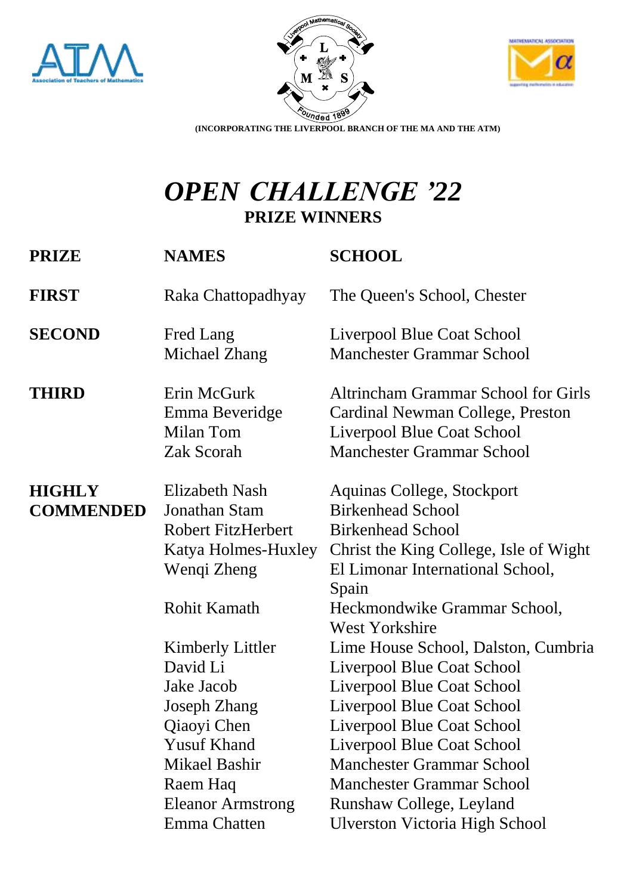(INCORPORATING THE LIVERPOOL BRANCH OF THE MA AND THE ATM)

# *OPEN CHALLENGE '22*

## PRIZE WINNERS

| PRIZE | NAMES | SCHOOL |
|---|---|---|
| **FIRST** | Raka Chattopadhyay | The Queen's School, Chester |
| **SECOND** | Fred Lang | Liverpool Blue Coat School |
| | Michael Zhang | Manchester Grammar School |
| **THIRD** | Erin McGurk | Altrincham Grammar School for Girls |
| | Emma Beveridge | Cardinal Newman College, Preston |
| | Milan Tom | Liverpool Blue Coat School |
| | Zak Scorah | Manchester Grammar School |
| **HIGHLY COMMENDED** | Elizabeth Nash | Aquinas College, Stockport |
| | Jonathan Stam | Birkenhead School |
| | Robert FitzHerbert | Birkenhead School |
| | Katya Holmes-Huxley | Christ the King College, Isle of Wight |
| | Wenqi Zheng | El Limonar International School, Spain |
| | Rohit Kamath | Heckmondwike Grammar School, West Yorkshire |
| | Kimberly Littler | Lime House School, Dalston, Cumbria |
| | David Li | Liverpool Blue Coat School |
| | Jake Jacob | Liverpool Blue Coat School |
| | Joseph Zhang | Liverpool Blue Coat School |
| | Qiaoyi Chen | Liverpool Blue Coat School |
| | Yusuf Khand | Liverpool Blue Coat School |
| | Mikael Bashir | Manchester Grammar School |
| | Raem Haq | Manchester Grammar School |
| | Eleanor Armstrong | Runshaw College, Leyland |
| | Emma Chatten | Ulverston Victoria High School |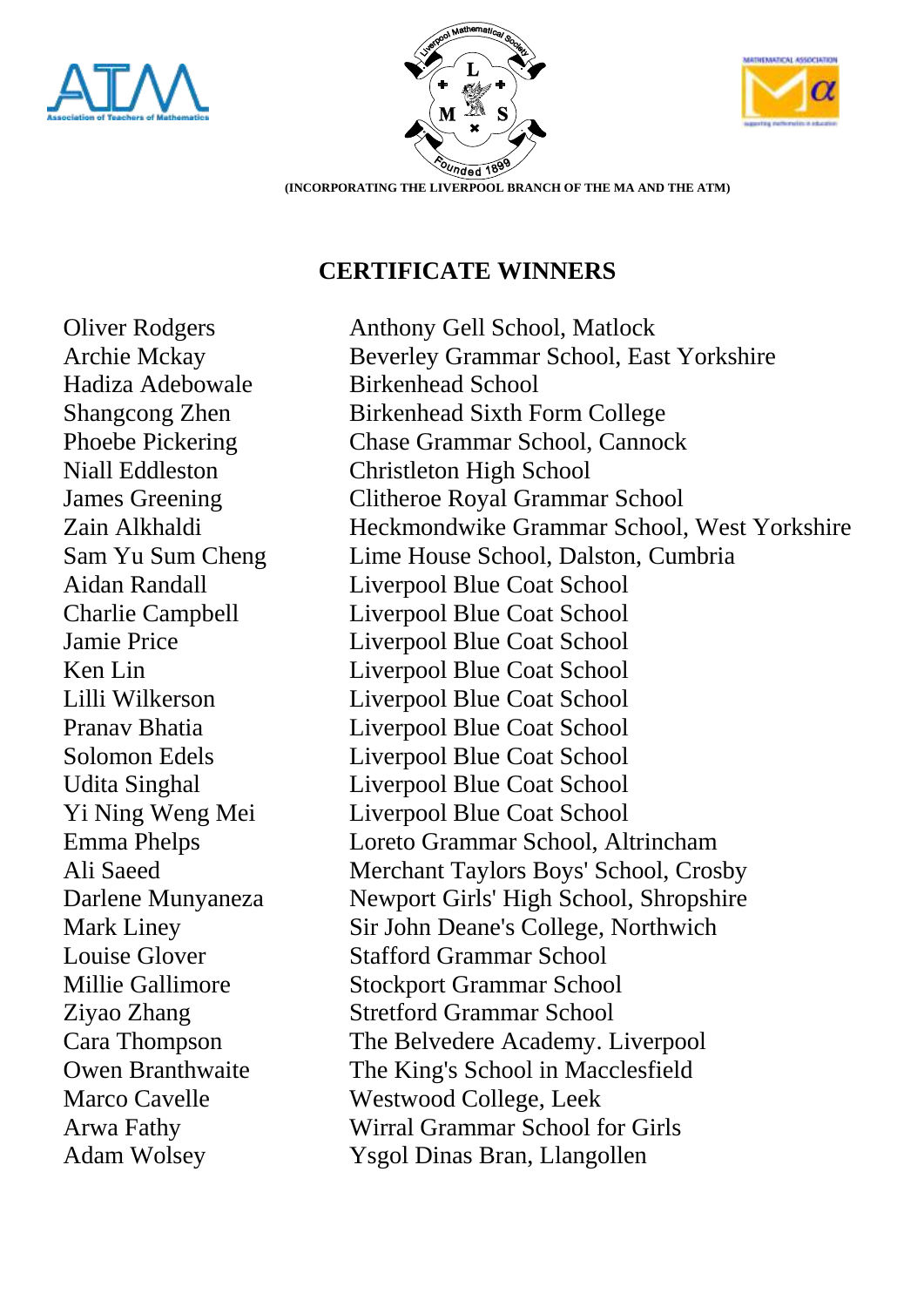(INCORPORATING THE LIVERPOOL BRANCH OF THE MA AND THE ATM)

## CERTIFICATE WINNERS

| | |
|---|---|
| Oliver Rodgers | Anthony Gell School, Matlock |
| Archie Mckay | Beverley Grammar School, East Yorkshire |
| Hadiza Adebowale | Birkenhead School |
| Shangcong Zhen | Birkenhead Sixth Form College |
| Phoebe Pickering | Chase Grammar School, Cannock |
| Niall Eddleston | Christleton High School |
| James Greening | Clitheroe Royal Grammar School |
| Zain Alkhaldi | Heckmondwike Grammar School, West Yorkshire |
| Sam Yu Sum Cheng | Lime House School, Dalston, Cumbria |
| Aidan Randall | Liverpool Blue Coat School |
| Charlie Campbell | Liverpool Blue Coat School |
| Jamie Price | Liverpool Blue Coat School |
| Ken Lin | Liverpool Blue Coat School |
| Lilli Wilkerson | Liverpool Blue Coat School |
| Pranav Bhatia | Liverpool Blue Coat School |
| Solomon Edels | Liverpool Blue Coat School |
| Udita Singhal | Liverpool Blue Coat School |
| Yi Ning Weng Mei | Liverpool Blue Coat School |
| Emma Phelps | Loreto Grammar School, Altrincham |
| Ali Saeed | Merchant Taylors Boys' School, Crosby |
| Darlene Munyaneza | Newport Girls' High School, Shropshire |
| Mark Liney | Sir John Deane's College, Northwich |
| Louise Glover | Stafford Grammar School |
| Millie Gallimore | Stockport Grammar School |
| Ziyao Zhang | Stretford Grammar School |
| Cara Thompson | The Belvedere Academy. Liverpool |
| Owen Branthwaite | The King's School in Macclesfield |
| Marco Cavelle | Westwood College, Leek |
| Arwa Fathy | Wirral Grammar School for Girls |
| Adam Wolsey | Ysgol Dinas Bran, Llangollen |